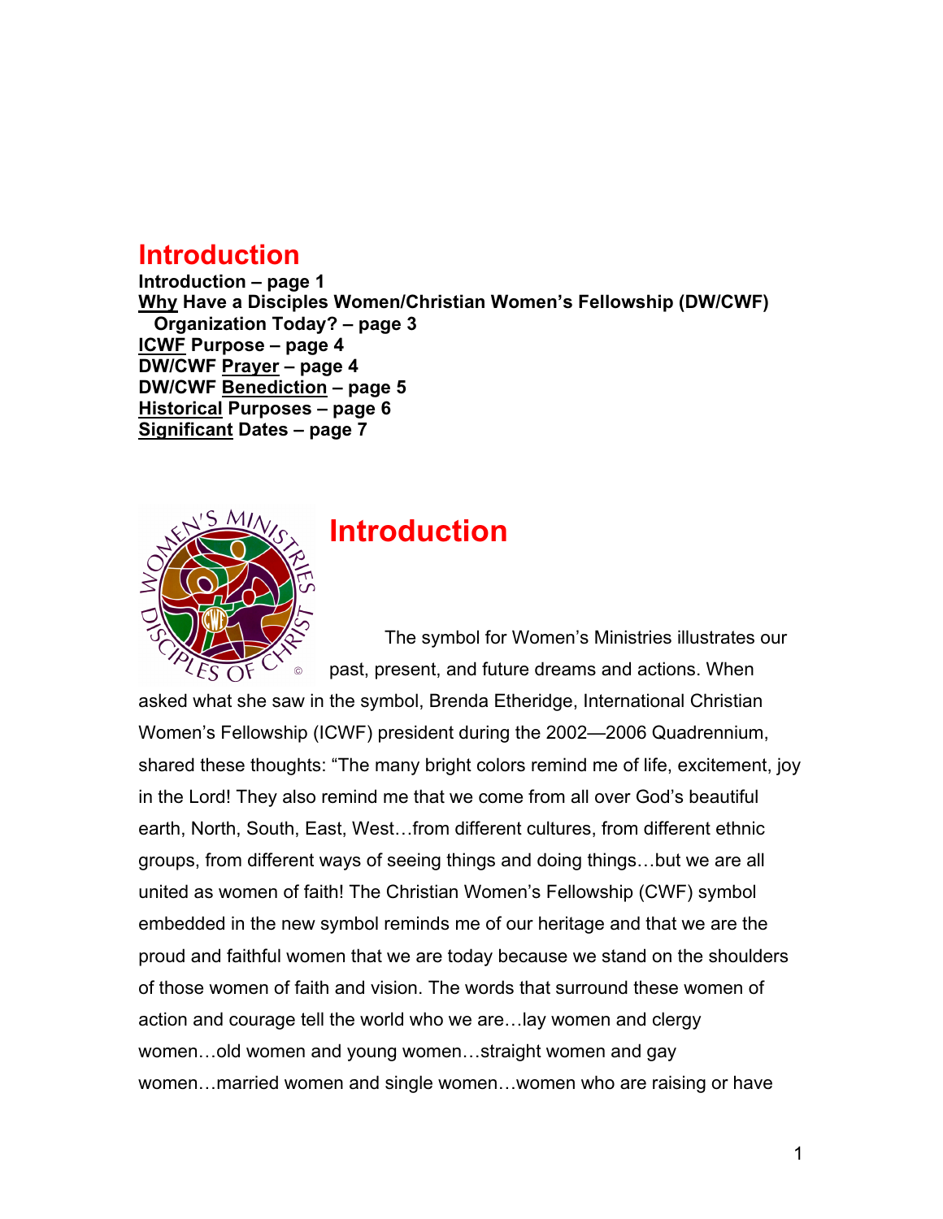# Introduction

**Introduction – page 1**
**Why Have a Disciples Women/Christian Women's Fellowship (DW/CWF) Organization Today? – page 3**
**ICWF Purpose – page 4**
**DW/CWF Prayer – page 4**
**DW/CWF Benediction – page 5**
**Historical Purposes – page 6**
**Significant Dates – page 7**

# Introduction

The symbol for Women's Ministries illustrates our past, present, and future dreams and actions. When asked what she saw in the symbol, Brenda Etheridge, International Christian Women's Fellowship (ICWF) president during the 2002—2006 Quadrennium, shared these thoughts: "The many bright colors remind me of life, excitement, joy in the Lord! They also remind me that we come from all over God's beautiful earth, North, South, East, West…from different cultures, from different ethnic groups, from different ways of seeing things and doing things…but we are all united as women of faith! The Christian Women's Fellowship (CWF) symbol embedded in the new symbol reminds me of our heritage and that we are the proud and faithful women that we are today because we stand on the shoulders of those women of faith and vision. The words that surround these women of action and courage tell the world who we are…lay women and clergy women…old women and young women…straight women and gay women…married women and single women…women who are raising or have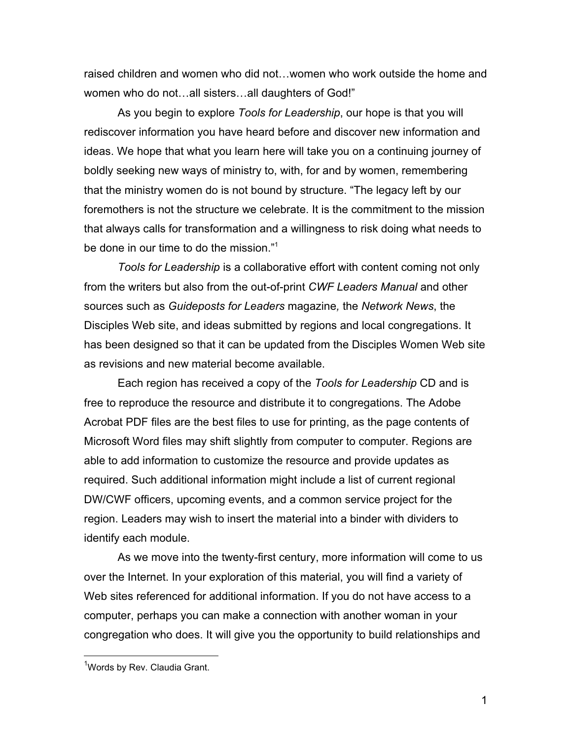raised children and women who did not…women who work outside the home and women who do not…all sisters…all daughters of God!"

As you begin to explore *Tools for Leadership*, our hope is that you will rediscover information you have heard before and discover new information and ideas. We hope that what you learn here will take you on a continuing journey of boldly seeking new ways of ministry to, with, for and by women, remembering that the ministry women do is not bound by structure. "The legacy left by our foremothers is not the structure we celebrate. It is the commitment to the mission that always calls for transformation and a willingness to risk doing what needs to be done in our time to do the mission."[1]

*Tools for Leadership* is a collaborative effort with content coming not only from the writers but also from the out-of-print *CWF Leaders Manual* and other sources such as *Guideposts for Leaders* magazine*,* the *Network News*, the Disciples Web site, and ideas submitted by regions and local congregations. It has been designed so that it can be updated from the Disciples Women Web site as revisions and new material become available.

Each region has received a copy of the *Tools for Leadership* CD and is free to reproduce the resource and distribute it to congregations. The Adobe Acrobat PDF files are the best files to use for printing, as the page contents of Microsoft Word files may shift slightly from computer to computer. Regions are able to add information to customize the resource and provide updates as required. Such additional information might include a list of current regional DW/CWF officers, upcoming events, and a common service project for the region. Leaders may wish to insert the material into a binder with dividers to identify each module.

As we move into the twenty-first century, more information will come to us over the Internet. In your exploration of this material, you will find a variety of Web sites referenced for additional information. If you do not have access to a computer, perhaps you can make a connection with another woman in your congregation who does. It will give you the opportunity to build relationships and

---

[1]Words by Rev. Claudia Grant.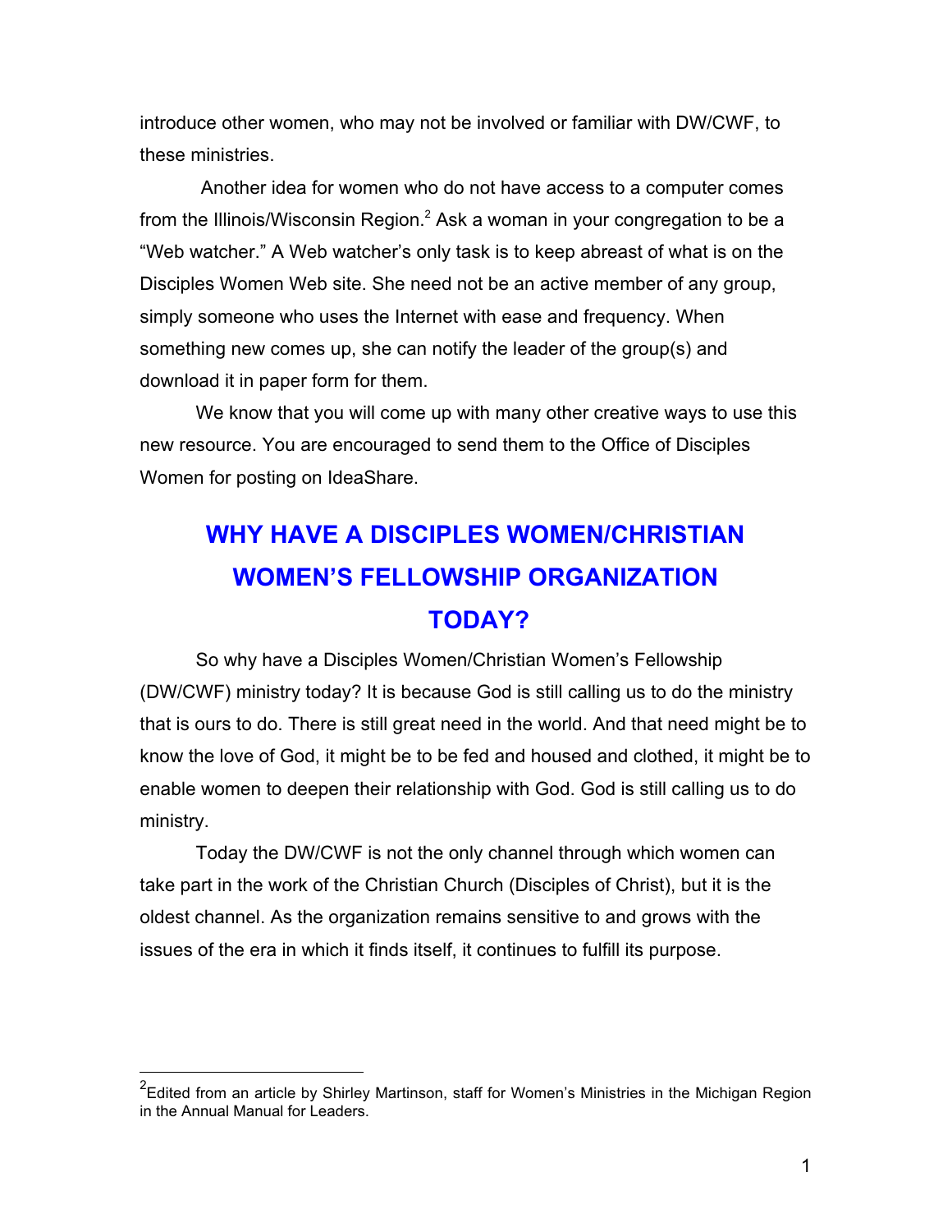introduce other women, who may not be involved or familiar with DW/CWF, to these ministries.

Another idea for women who do not have access to a computer comes from the Illinois/Wisconsin Region.[2] Ask a woman in your congregation to be a "Web watcher." A Web watcher's only task is to keep abreast of what is on the Disciples Women Web site. She need not be an active member of any group, simply someone who uses the Internet with ease and frequency. When something new comes up, she can notify the leader of the group(s) and download it in paper form for them.

We know that you will come up with many other creative ways to use this new resource. You are encouraged to send them to the Office of Disciples Women for posting on IdeaShare.

## WHY HAVE A DISCIPLES WOMEN/CHRISTIAN WOMEN'S FELLOWSHIP ORGANIZATION TODAY?

So why have a Disciples Women/Christian Women's Fellowship (DW/CWF) ministry today? It is because God is still calling us to do the ministry that is ours to do. There is still great need in the world. And that need might be to know the love of God, it might be to be fed and housed and clothed, it might be to enable women to deepen their relationship with God. God is still calling us to do ministry.

Today the DW/CWF is not the only channel through which women can take part in the work of the Christian Church (Disciples of Christ), but it is the oldest channel. As the organization remains sensitive to and grows with the issues of the era in which it finds itself, it continues to fulfill its purpose.

---

[2] Edited from an article by Shirley Martinson, staff for Women's Ministries in the Michigan Region in the Annual Manual for Leaders.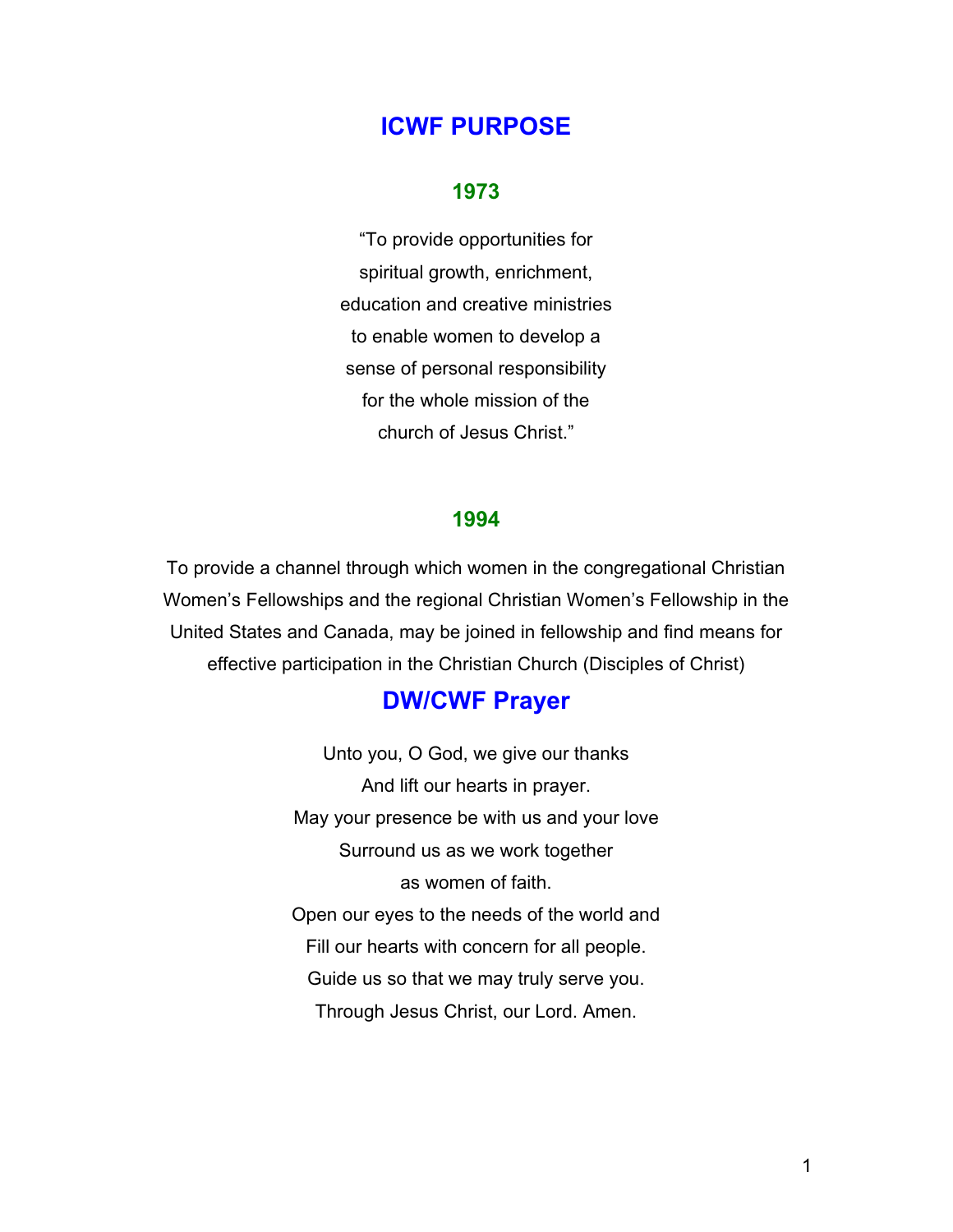# ICWF PURPOSE

## 1973

"To provide opportunities for
spiritual growth, enrichment,
education and creative ministries
to enable women to develop a
sense of personal responsibility
for the whole mission of the
church of Jesus Christ."

## 1994

To provide a channel through which women in the congregational Christian Women's Fellowships and the regional Christian Women's Fellowship in the United States and Canada, may be joined in fellowship and find means for effective participation in the Christian Church (Disciples of Christ)

# DW/CWF Prayer

Unto you, O God, we give our thanks
And lift our hearts in prayer.
May your presence be with us and your love
Surround us as we work together
as women of faith.
Open our eyes to the needs of the world and
Fill our hearts with concern for all people.
Guide us so that we may truly serve you.
Through Jesus Christ, our Lord. Amen.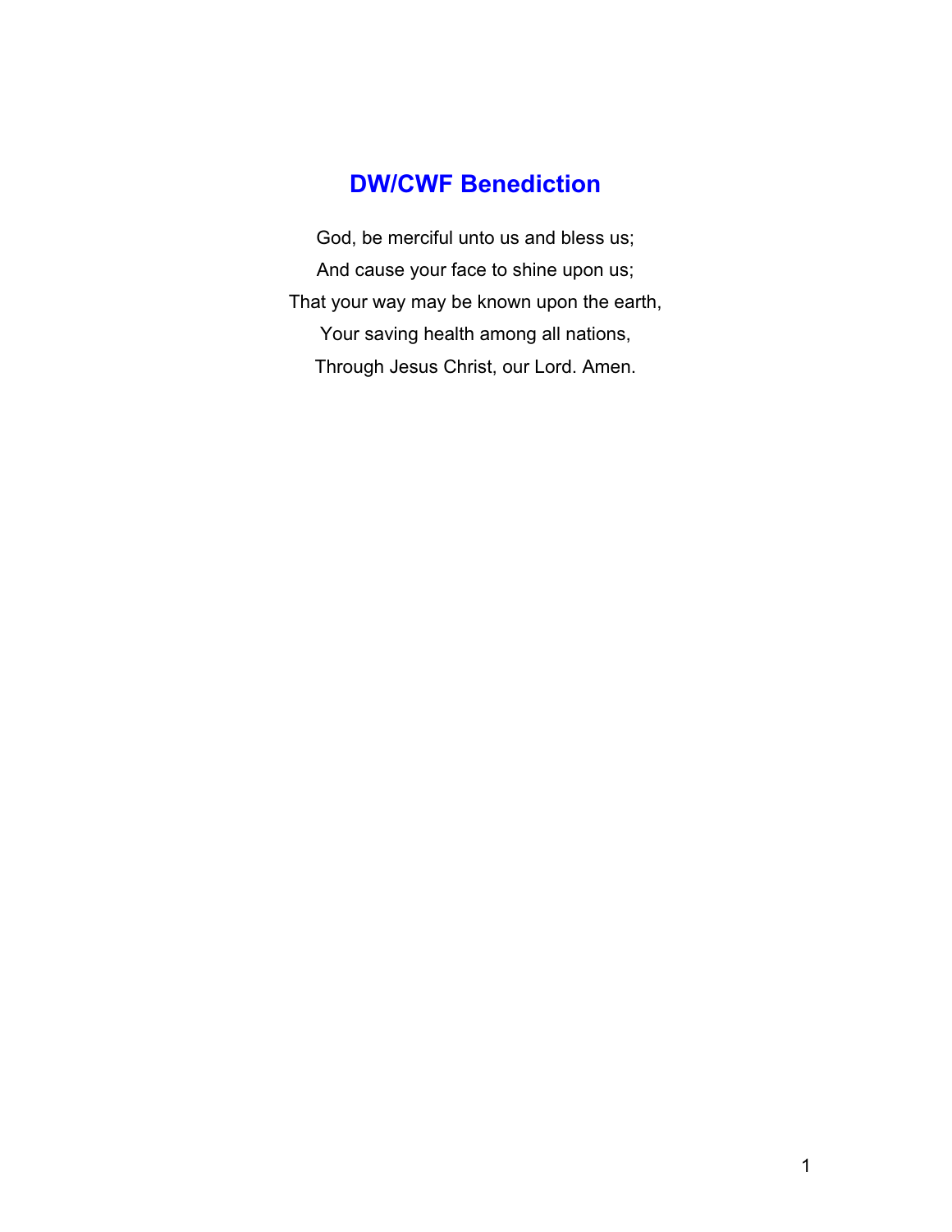# DW/CWF Benediction

God, be merciful unto us and bless us;
And cause your face to shine upon us;
That your way may be known upon the earth,
Your saving health among all nations,
Through Jesus Christ, our Lord. Amen.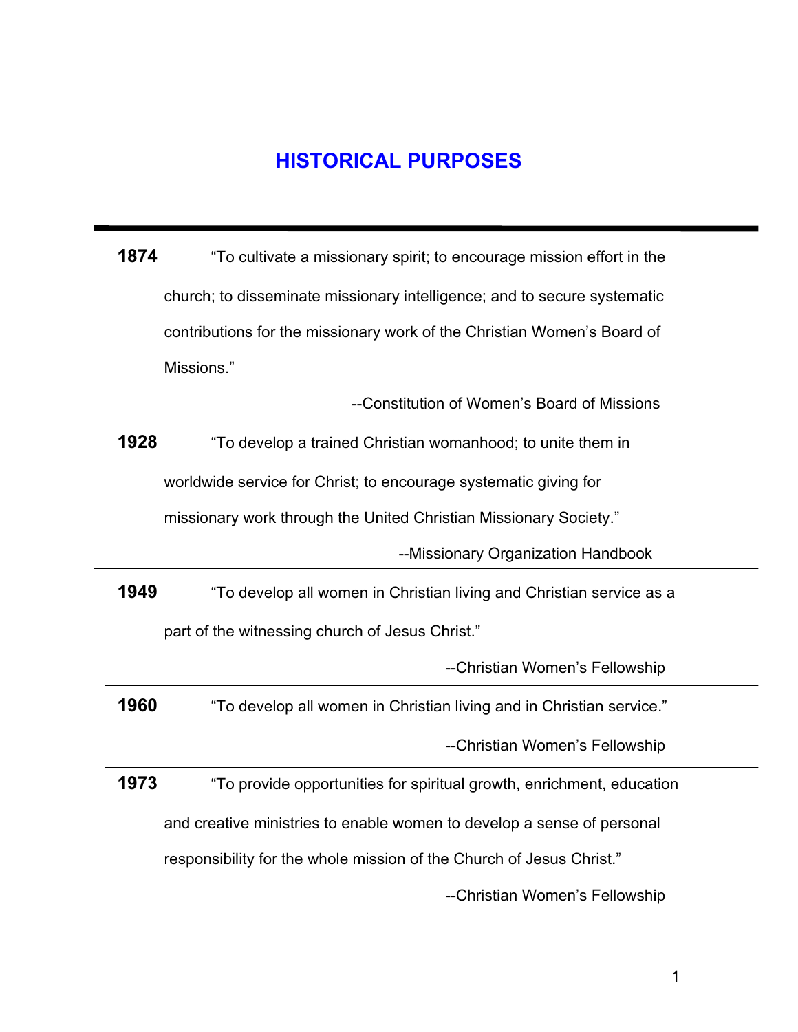# HISTORICAL PURPOSES

---

**1874** "To cultivate a missionary spirit; to encourage mission effort in the church; to disseminate missionary intelligence; and to secure systematic contributions for the missionary work of the Christian Women's Board of Missions."

--Constitution of Women's Board of Missions

---

**1928** "To develop a trained Christian womanhood; to unite them in worldwide service for Christ; to encourage systematic giving for missionary work through the United Christian Missionary Society."

--Missionary Organization Handbook

---

**1949** "To develop all women in Christian living and Christian service as a part of the witnessing church of Jesus Christ."

--Christian Women's Fellowship

---

**1960** "To develop all women in Christian living and in Christian service."

--Christian Women's Fellowship

---

**1973** "To provide opportunities for spiritual growth, enrichment, education and creative ministries to enable women to develop a sense of personal responsibility for the whole mission of the Church of Jesus Christ."

--Christian Women's Fellowship

---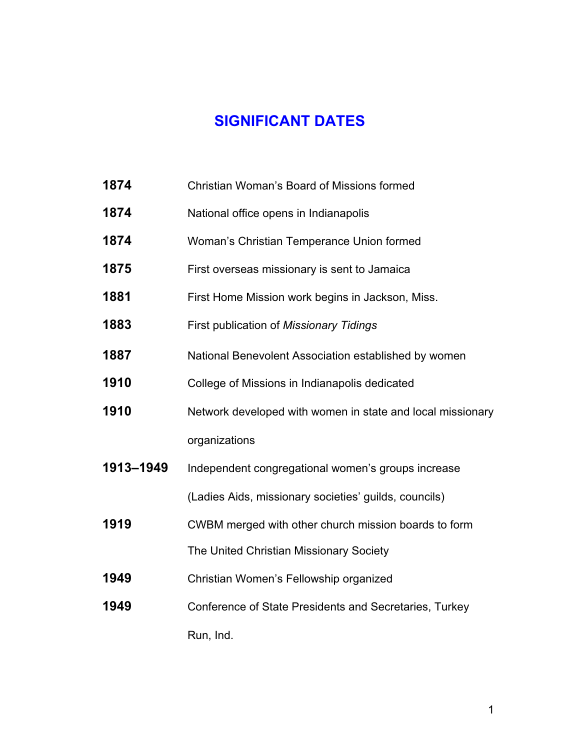# SIGNIFICANT DATES

| | |
|---|---|
| **1874** | Christian Woman's Board of Missions formed |
| **1874** | National office opens in Indianapolis |
| **1874** | Woman's Christian Temperance Union formed |
| **1875** | First overseas missionary is sent to Jamaica |
| **1881** | First Home Mission work begins in Jackson, Miss. |
| **1883** | First publication of *Missionary Tidings* |
| **1887** | National Benevolent Association established by women |
| **1910** | College of Missions in Indianapolis dedicated |
| **1910** | Network developed with women in state and local missionary organizations |
| **1913–1949** | Independent congregational women's groups increase (Ladies Aids, missionary societies' guilds, councils) |
| **1919** | CWBM merged with other church mission boards to form The United Christian Missionary Society |
| **1949** | Christian Women's Fellowship organized |
| **1949** | Conference of State Presidents and Secretaries, Turkey Run, Ind. |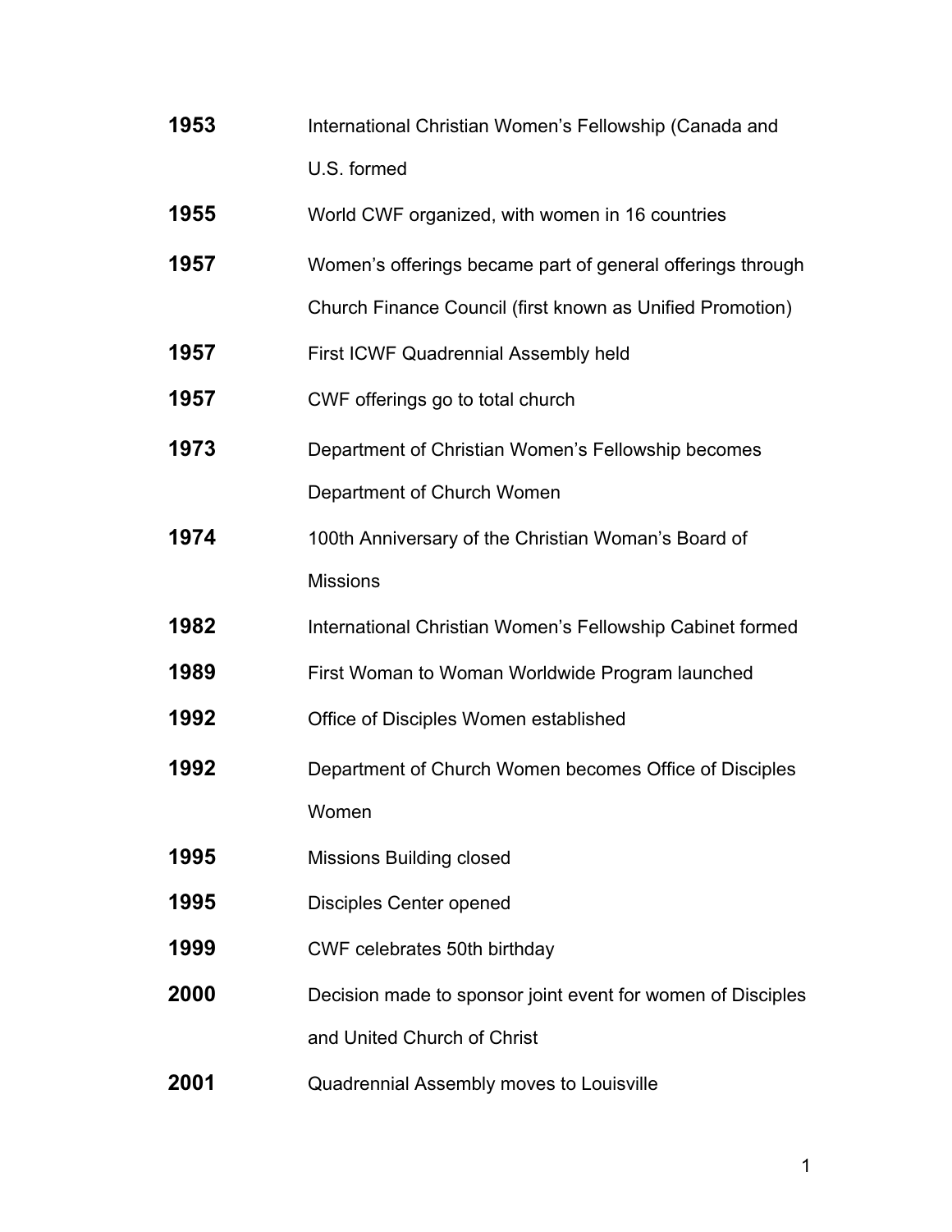| | |
|---|---|
| **1953** | International Christian Women's Fellowship (Canada and U.S. formed |
| **1955** | World CWF organized, with women in 16 countries |
| **1957** | Women's offerings became part of general offerings through Church Finance Council (first known as Unified Promotion) |
| **1957** | First ICWF Quadrennial Assembly held |
| **1957** | CWF offerings go to total church |
| **1973** | Department of Christian Women's Fellowship becomes Department of Church Women |
| **1974** | 100th Anniversary of the Christian Woman's Board of Missions |
| **1982** | International Christian Women's Fellowship Cabinet formed |
| **1989** | First Woman to Woman Worldwide Program launched |
| **1992** | Office of Disciples Women established |
| **1992** | Department of Church Women becomes Office of Disciples Women |
| **1995** | Missions Building closed |
| **1995** | Disciples Center opened |
| **1999** | CWF celebrates 50th birthday |
| **2000** | Decision made to sponsor joint event for women of Disciples and United Church of Christ |
| **2001** | Quadrennial Assembly moves to Louisville |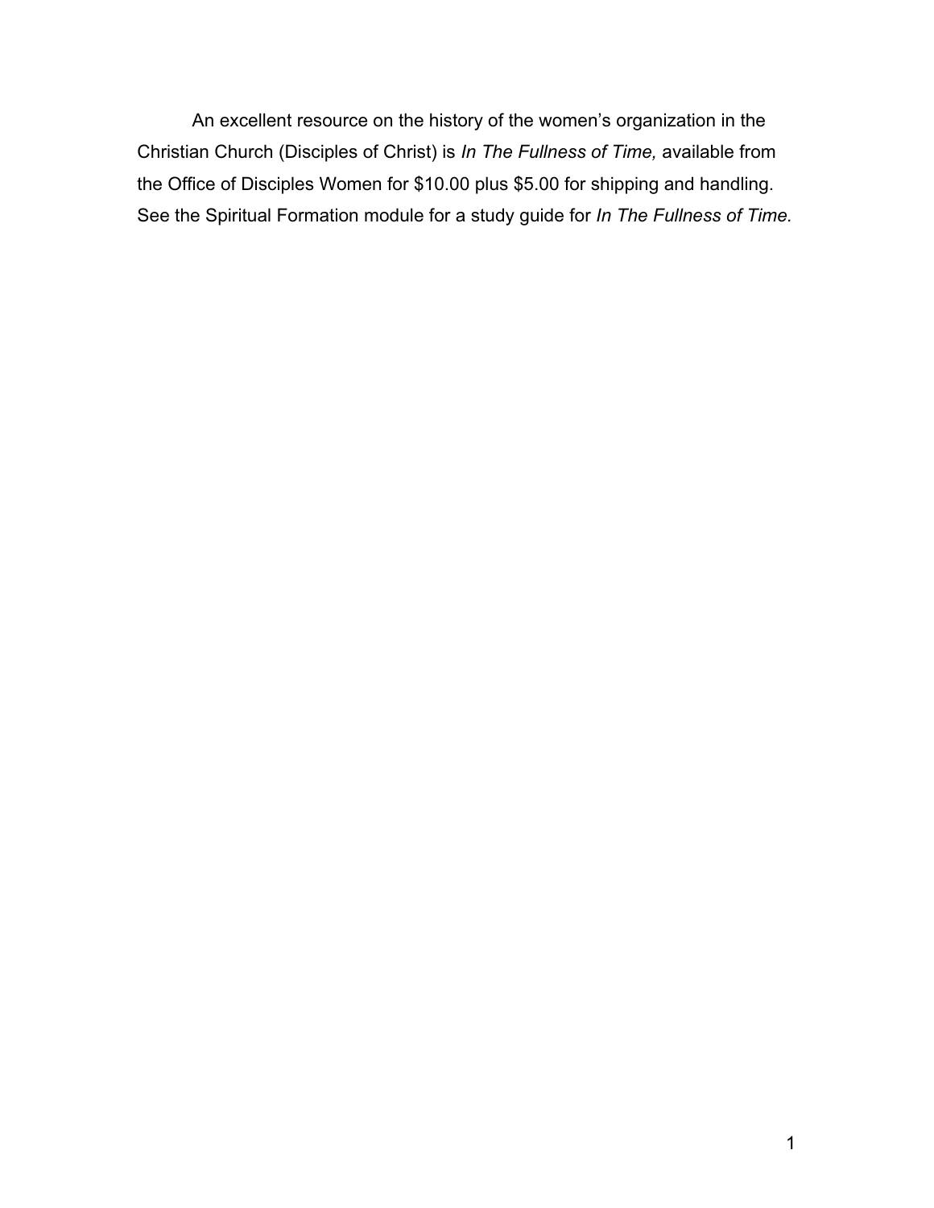An excellent resource on the history of the women's organization in the Christian Church (Disciples of Christ) is *In The Fullness of Time,* available from the Office of Disciples Women for $10.00 plus $5.00 for shipping and handling. See the Spiritual Formation module for a study guide for *In The Fullness of Time.*